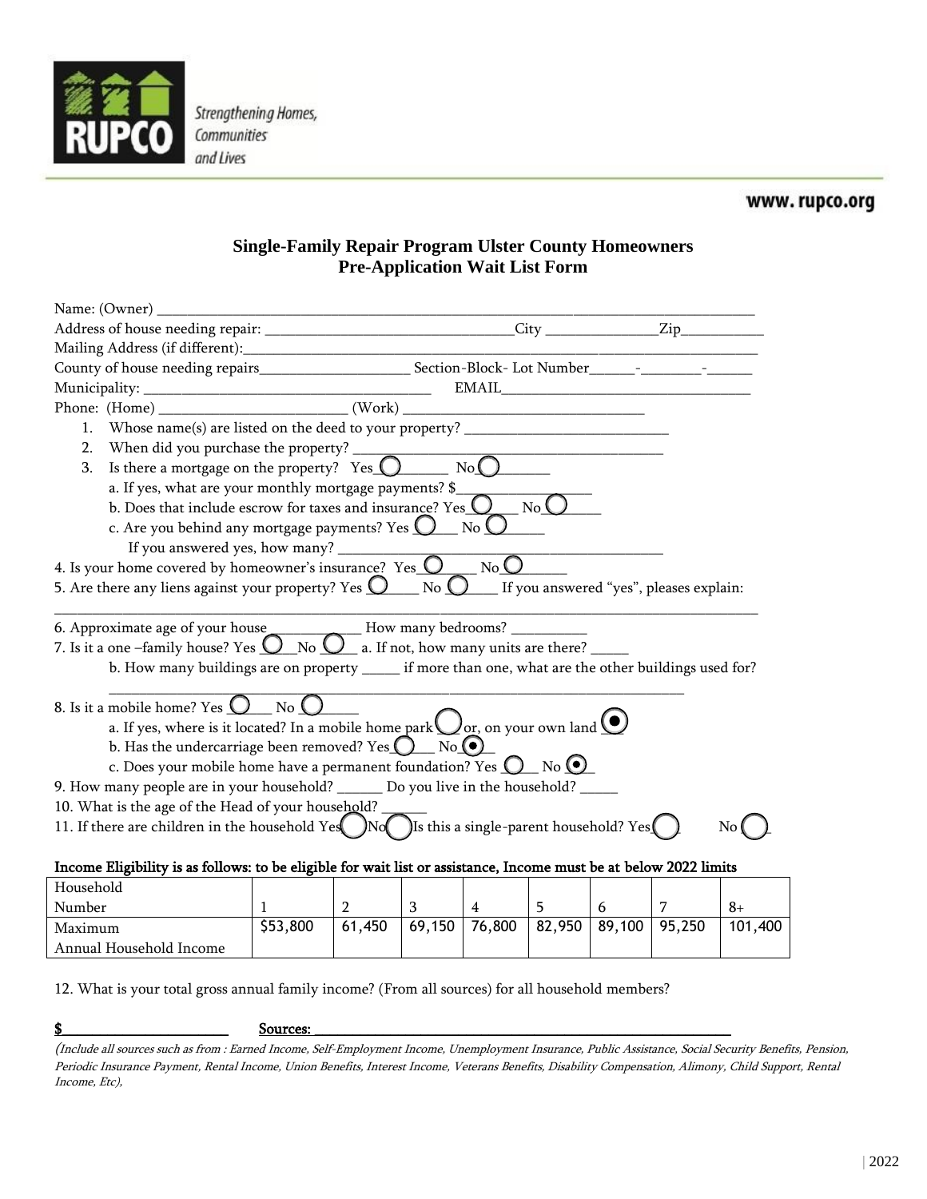Strengthening Homes, Communities and Lives

www.rupco.org

## Single-Family Repair Program Ulster County Homeowners
## Pre-Application Wait List Form

Name: (Owner) ____________________________________________________________________________

Address of house needing repair: ________________________________City _______________Zip___________

Mailing Address (if different):___________________________________________________________________

County of house needing repairs____________________ Section-Block- Lot Number______-________-______

Municipality: _____________________________________ EMAIL__________________________________

Phone: (Home) __________________________ (Work) _________________________________

1. Whose name(s) are listed on the deed to your property? ___________________________
2. When did you purchase the property? _______________________________________
3. Is there a mortgage on the property? Yes ◯ No ◯
   a. If yes, what are your monthly mortgage payments? $__________________
   b. Does that include escrow for taxes and insurance? Yes ◯ No ◯
   c. Are you behind any mortgage payments? Yes ◯ No ◯
      If you answered yes, how many? ___________________________________________

4. Is your home covered by homeowner's insurance? Yes ◯ No ◯

5. Are there any liens against your property? Yes ◯ No ◯ If you answered "yes", pleases explain:
_____________________________________________________________________________________________

6. Approximate age of your house____________ How many bedrooms? __________

7. Is it a one –family house? Yes ◯ No ◯ a. If not, how many units are there? _____
   b. How many buildings are on property _____ if more than one, what are the other buildings used for?
   _________________________________________________________________________

8. Is it a mobile home? Yes ◯ No ◯
   a. If yes, where is it located? In a mobile home park ◯ or, on your own land ◉
   b. Has the undercarriage been removed? Yes ◯ No ◉
   c. Does your mobile home have a permanent foundation? Yes ◯ No ◉

9. How many people are in your household? ______ Do you live in the household? _____

10. What is the age of the Head of your household? ______

11. If there are children in the household Yes ◯ No ◯ Is this a single-parent household? Yes ◯ No ◯

**Income Eligibility is as follows: to be eligible for wait list or assistance, Income must be at below 2022 limits**

| Household Number | 1 | 2 | 3 | 4 | 5 | 6 | 7 | 8+ |
|---|---|---|---|---|---|---|---|---|
| Maximum Annual Household Income | $53,800 | 61,450 | 69,150 | 76,800 | 82,950 | 89,100 | 95,250 | 101,400 |

12. What is your total gross annual family income? (From all sources) for all household members?

**$______________________ Sources: __________________________________________________________**

*(Include all sources such as from : Earned Income, Self-Employment Income, Unemployment Insurance, Public Assistance, Social Security Benefits, Pension, Periodic Insurance Payment, Rental Income, Union Benefits, Interest Income, Veterans Benefits, Disability Compensation, Alimony, Child Support, Rental Income, Etc),*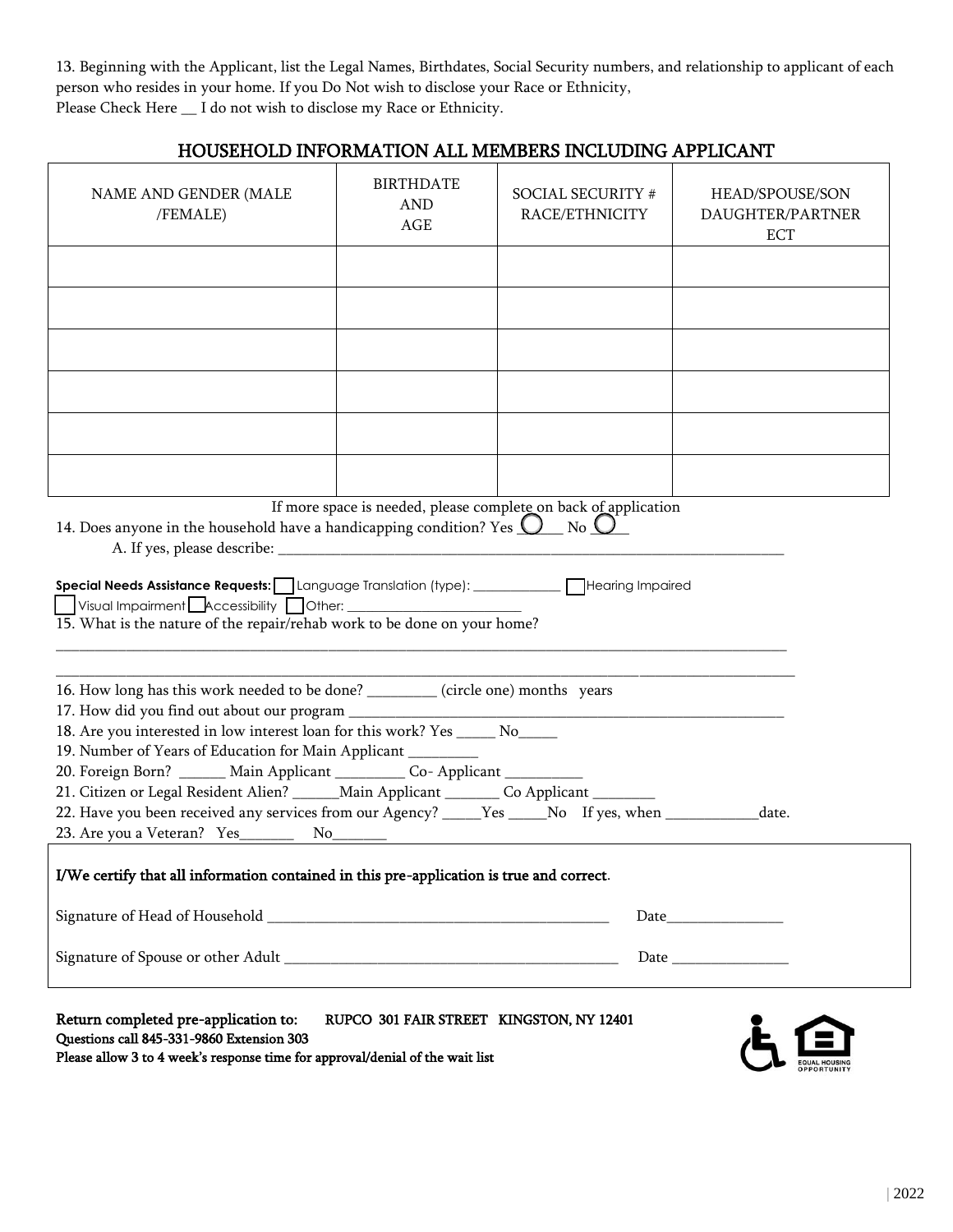13. Beginning with the Applicant, list the Legal Names, Birthdates, Social Security numbers, and relationship to applicant of each person who resides in your home. If you Do Not wish to disclose your Race or Ethnicity,
Please Check Here __ I do not wish to disclose my Race or Ethnicity.

## HOUSEHOLD INFORMATION ALL MEMBERS INCLUDING APPLICANT

| NAME AND GENDER (MALE /FEMALE) | BIRTHDATE AND AGE | SOCIAL SECURITY # RACE/ETHNICITY | HEAD/SPOUSE/SON DAUGHTER/PARTNER ECT |
|---|---|---|---|
| | | | |
| | | | |
| | | | |
| | | | |
| | | | |
| | | | |

If more space is needed, please complete on back of application

14. Does anyone in the household have a handicapping condition? Yes ◯ No ◯
   A. If yes, please describe: ______________________________________________

**Special Needs Assistance Requests:** ☐ Language Translation (type): ____________ ☐ Hearing Impaired
☐ Visual Impairment ☐ Accessibility ☐ Other: ______________________

15. What is the nature of the repair/rehab work to be done on your home?

_______________________________________________________________________________

_______________________________________________________________________________

16. How long has this work needed to be done? _________ (circle one) months years
17. How did you find out about our program _______________________________________
18. Are you interested in low interest loan for this work? Yes _____ No_____
19. Number of Years of Education for Main Applicant _________
20. Foreign Born? ______ Main Applicant _________ Co- Applicant __________
21. Citizen or Legal Resident Alien? ______Main Applicant _______ Co Applicant ________
22. Have you been received any services from our Agency? _____Yes _____No If yes, when ____________date.
23. Are you a Veteran? Yes_______ No_______

**I/We certify that all information contained in this pre-application is true and correct.**

Signature of Head of Household ____________________________________ Date_______________

Signature of Spouse or other Adult ____________________________________ Date _______________

**Return completed pre-application to:** RUPCO 301 FAIR STREET KINGSTON, NY 12401
**Questions call 845-331-9860 Extension 303**
**Please allow 3 to 4 week's response time for approval/denial of the wait list**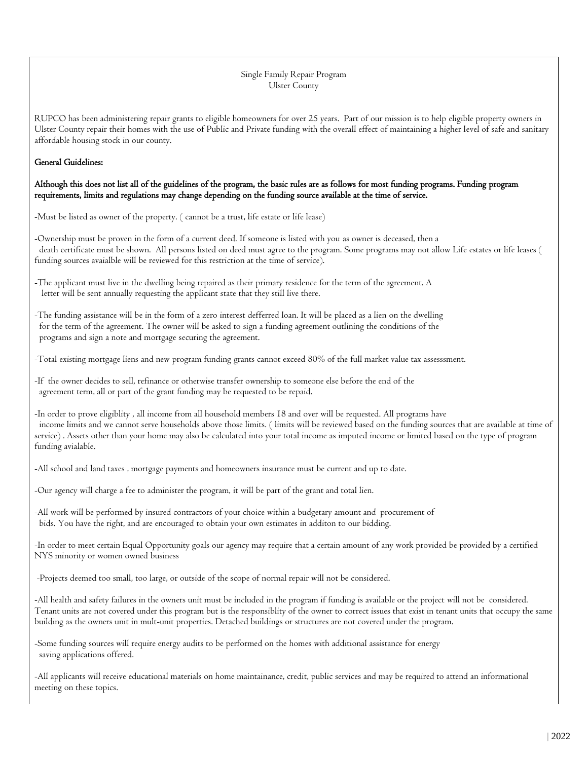Single Family Repair Program
Ulster County

RUPCO has been administering repair grants to eligible homeowners for over 25 years. Part of our mission is to help eligible property owners in Ulster County repair their homes with the use of Public and Private funding with the overall effect of maintaining a higher level of safe and sanitary affordable housing stock in our county.

**General Guidelines:**

**Although this does not list all of the guidelines of the program, the basic rules are as follows for most funding programs. Funding program requirements, limits and regulations may change depending on the funding source available at the time of service.**

-Must be listed as owner of the property. ( cannot be a trust, life estate or life lease)

-Ownership must be proven in the form of a current deed. If someone is listed with you as owner is deceased, then a death certificate must be shown. All persons listed on deed must agree to the program. Some programs may not allow Life estates or life leases ( funding sources avaialble will be reviewed for this restriction at the time of service).

-The applicant must live in the dwelling being repaired as their primary residence for the term of the agreement. A letter will be sent annually requesting the applicant state that they still live there.

-The funding assistance will be in the form of a zero interest defferred loan. It will be placed as a lien on the dwelling for the term of the agreement. The owner will be asked to sign a funding agreement outlining the conditions of the programs and sign a note and mortgage securing the agreement.

-Total existing mortgage liens and new program funding grants cannot exceed 80% of the full market value tax assesssment.

-If the owner decides to sell, refinance or otherwise transfer ownership to someone else before the end of the agreement term, all or part of the grant funding may be requested to be repaid.

-In order to prove eligiblity , all income from all household members 18 and over will be requested. All programs have income limits and we cannot serve households above those limits. ( limits will be reviewed based on the funding sources that are available at time of service) . Assets other than your home may also be calculated into your total income as imputed income or limited based on the type of program funding avialable.

-All school and land taxes , mortgage payments and homeowners insurance must be current and up to date.

-Our agency will charge a fee to administer the program, it will be part of the grant and total lien.

-All work will be performed by insured contractors of your choice within a budgetary amount and procurement of bids. You have the right, and are encouraged to obtain your own estimates in additon to our bidding.

-In order to meet certain Equal Opportunity goals our agency may require that a certain amount of any work provided be provided by a certified NYS minority or women owned business

-Projects deemed too small, too large, or outside of the scope of normal repair will not be considered.

-All health and safety failures in the owners unit must be included in the program if funding is available or the project will not be considered. Tenant units are not covered under this program but is the responsiblity of the owner to correct issues that exist in tenant units that occupy the same building as the owners unit in mult-unit properties. Detached buildings or structures are not covered under the program.

-Some funding sources will require energy audits to be performed on the homes with additional assistance for energy saving applications offered.

-All applicants will receive educational materials on home maintainance, credit, public services and may be required to attend an informational meeting on these topics.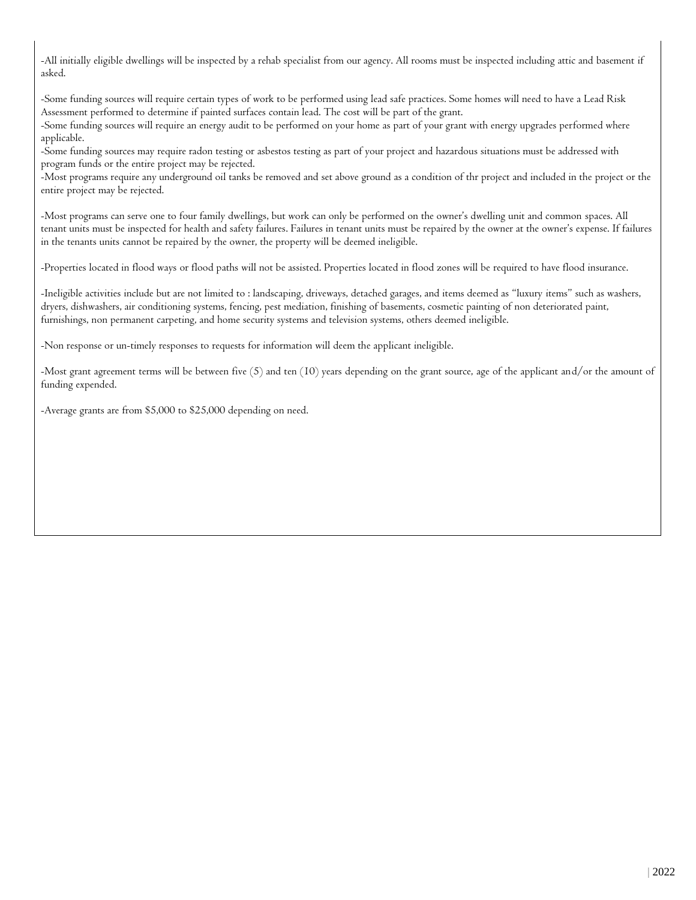-All initially eligible dwellings will be inspected by a rehab specialist from our agency. All rooms must be inspected including attic and basement if asked.

-Some funding sources will require certain types of work to be performed using lead safe practices. Some homes will need to have a Lead Risk Assessment performed to determine if painted surfaces contain lead. The cost will be part of the grant.
-Some funding sources will require an energy audit to be performed on your home as part of your grant with energy upgrades performed where applicable.
-Some funding sources may require radon testing or asbestos testing as part of your project and hazardous situations must be addressed with program funds or the entire project may be rejected.
-Most programs require any underground oil tanks be removed and set above ground as a condition of thr project and included in the project or the entire project may be rejected.

-Most programs can serve one to four family dwellings, but work can only be performed on the owner's dwelling unit and common spaces. All tenant units must be inspected for health and safety failures. Failures in tenant units must be repaired by the owner at the owner's expense. If failures in the tenants units cannot be repaired by the owner, the property will be deemed ineligible.

-Properties located in flood ways or flood paths will not be assisted. Properties located in flood zones will be required to have flood insurance.

-Ineligible activities include but are not limited to : landscaping, driveways, detached garages, and items deemed as "luxury items" such as washers, dryers, dishwashers, air conditioning systems, fencing, pest mediation, finishing of basements, cosmetic painting of non deteriorated paint, furnishings, non permanent carpeting, and home security systems and television systems, others deemed ineligible.

-Non response or un-timely responses to requests for information will deem the applicant ineligible.

-Most grant agreement terms will be between five (5) and ten (10) years depending on the grant source, age of the applicant and/or the amount of funding expended.

-Average grants are from $5,000 to $25,000 depending on need.